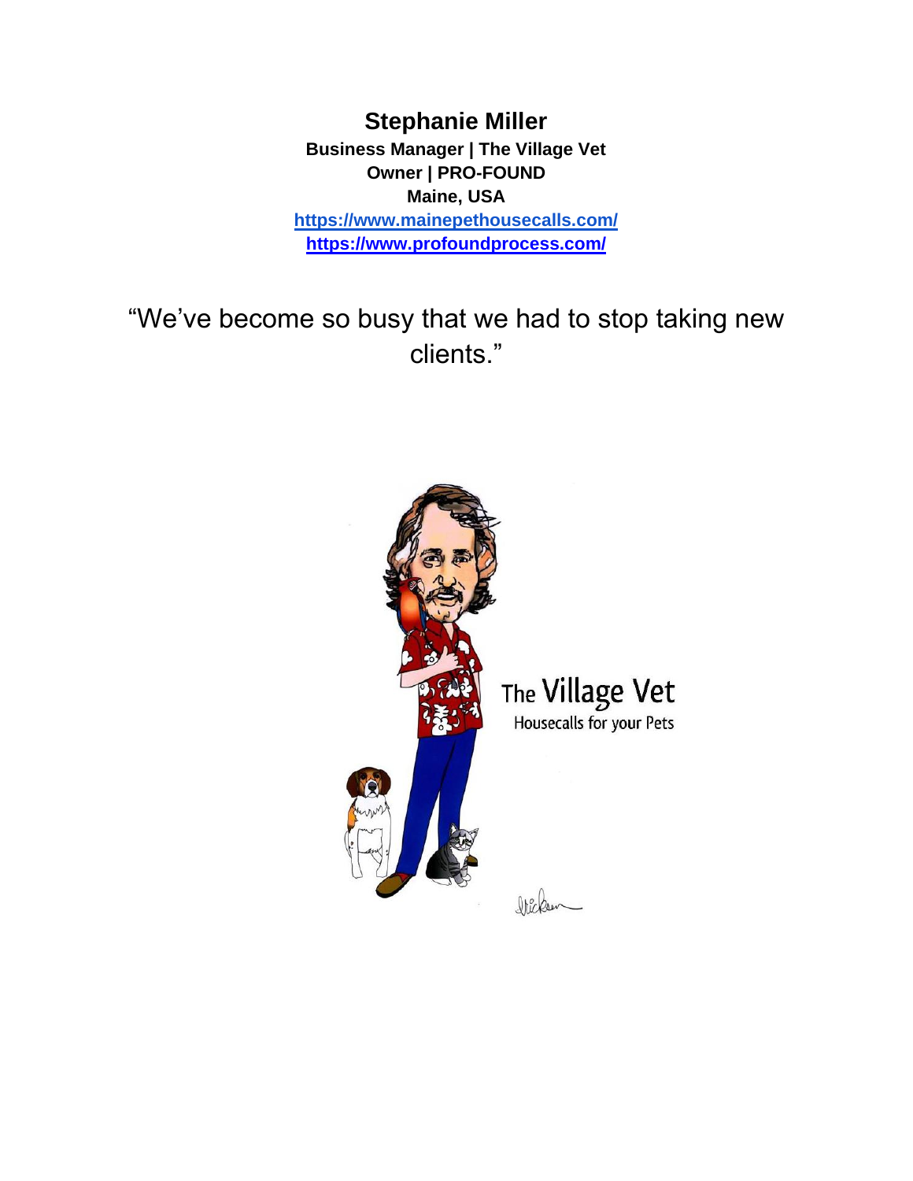# Stephanie Miller

**Business Manager | The Village Vet**
**Owner | PRO-FOUND**
**Maine, USA**
**https://www.mainepethousecalls.com/**
**https://www.profoundprocess.com/**

"We've become so busy that we had to stop taking new clients."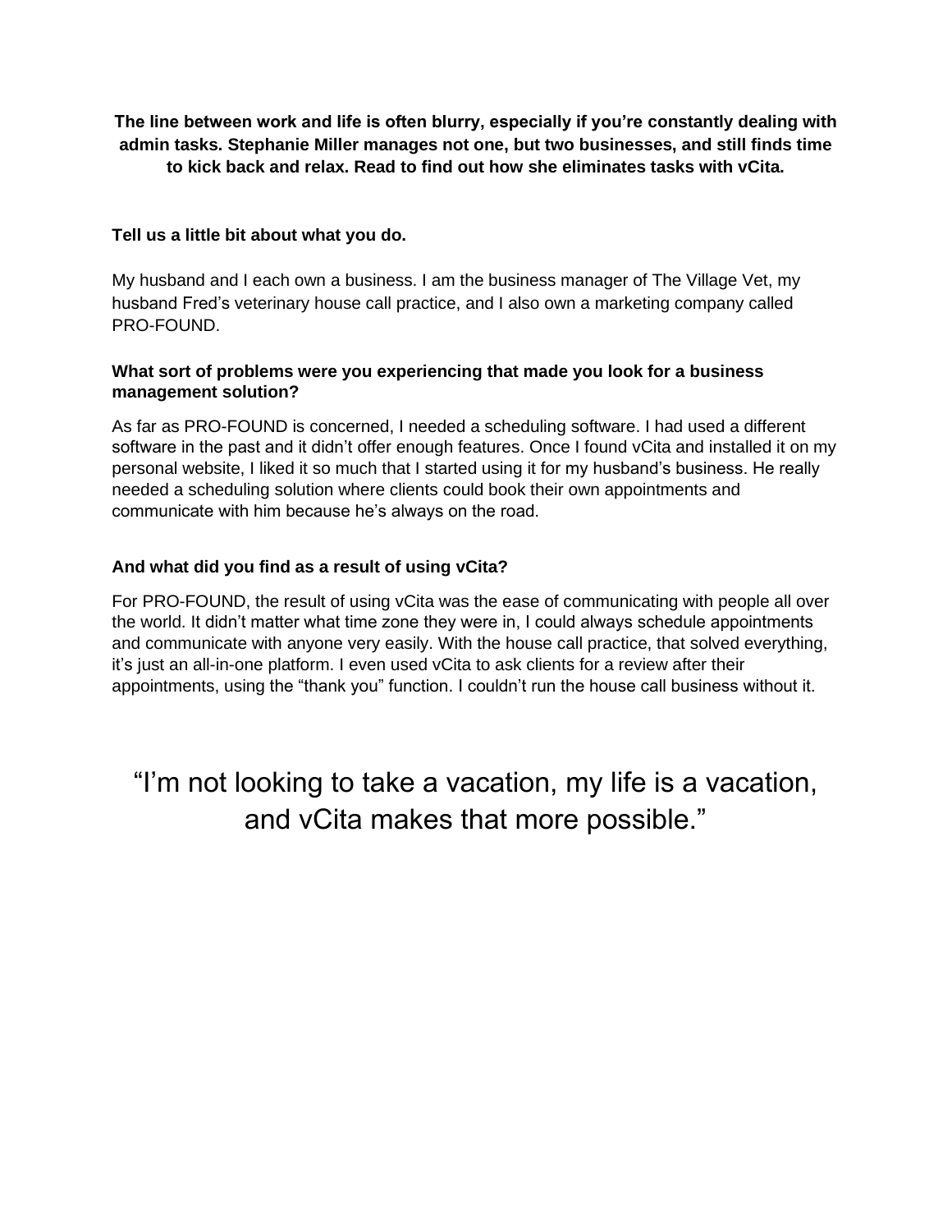**The line between work and life is often blurry, especially if you're constantly dealing with admin tasks. Stephanie Miller manages not one, but two businesses, and still finds time to kick back and relax. Read to find out how she eliminates tasks with vCita.**

**Tell us a little bit about what you do.**

My husband and I each own a business. I am the business manager of The Village Vet, my husband Fred's veterinary house call practice, and I also own a marketing company called PRO-FOUND.

**What sort of problems were you experiencing that made you look for a business management solution?**

As far as PRO-FOUND is concerned, I needed a scheduling software. I had used a different software in the past and it didn't offer enough features. Once I found vCita and installed it on my personal website, I liked it so much that I started using it for my husband's business. He really needed a scheduling solution where clients could book their own appointments and communicate with him because he's always on the road.

**And what did you find as a result of using vCita?**

For PRO-FOUND, the result of using vCita was the ease of communicating with people all over the world. It didn't matter what time zone they were in, I could always schedule appointments and communicate with anyone very easily. With the house call practice, that solved everything, it's just an all-in-one platform. I even used vCita to ask clients for a review after their appointments, using the "thank you" function. I couldn't run the house call business without it.

> "I'm not looking to take a vacation, my life is a vacation, and vCita makes that more possible."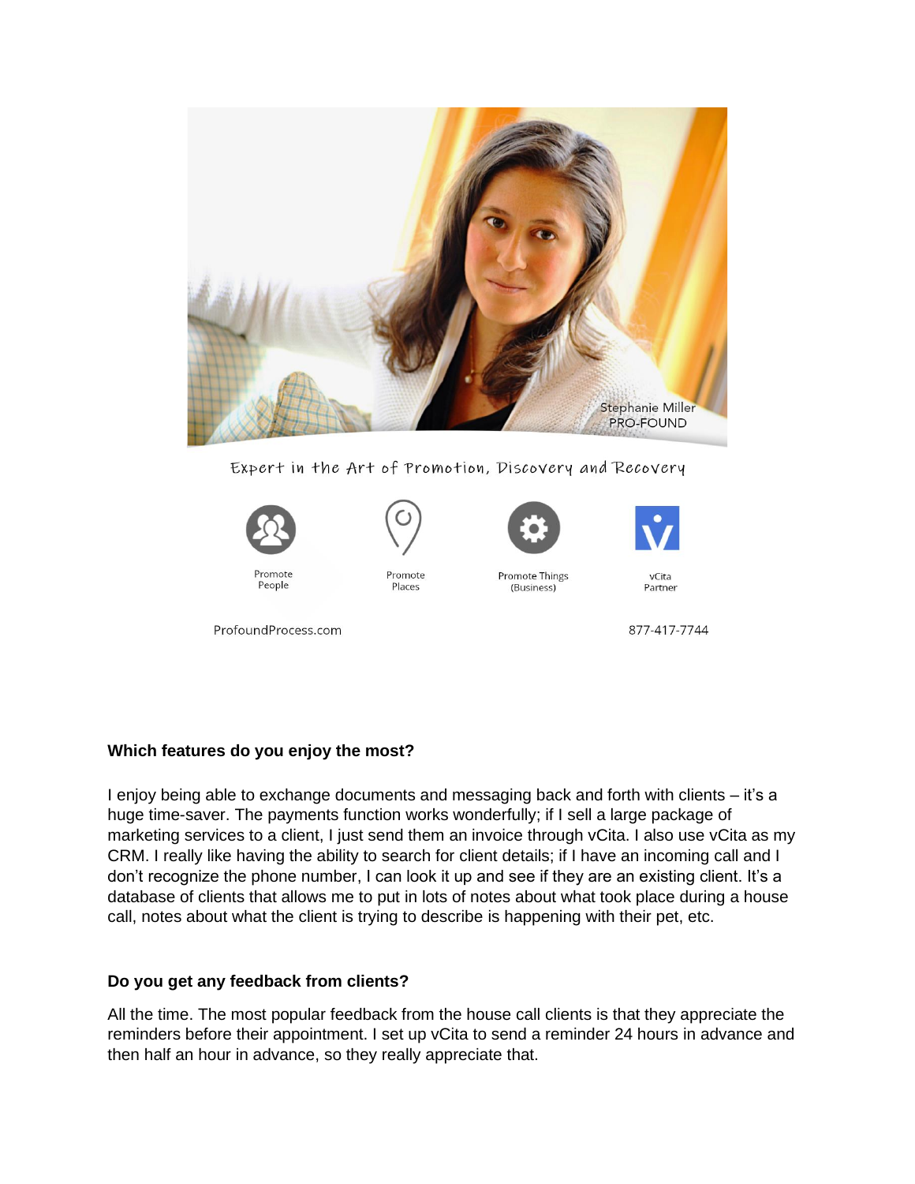Stephanie Miller
PRO-FOUND

Expert in the Art of Promotion, Discovery and Recovery

Promote People

Promote Places

Promote Things (Business)

vCita Partner

ProfoundProcess.com

877-417-7744

**Which features do you enjoy the most?**

I enjoy being able to exchange documents and messaging back and forth with clients – it's a huge time-saver. The payments function works wonderfully; if I sell a large package of marketing services to a client, I just send them an invoice through vCita. I also use vCita as my CRM. I really like having the ability to search for client details; if I have an incoming call and I don't recognize the phone number, I can look it up and see if they are an existing client. It's a database of clients that allows me to put in lots of notes about what took place during a house call, notes about what the client is trying to describe is happening with their pet, etc.

**Do you get any feedback from clients?**

All the time. The most popular feedback from the house call clients is that they appreciate the reminders before their appointment. I set up vCita to send a reminder 24 hours in advance and then half an hour in advance, so they really appreciate that.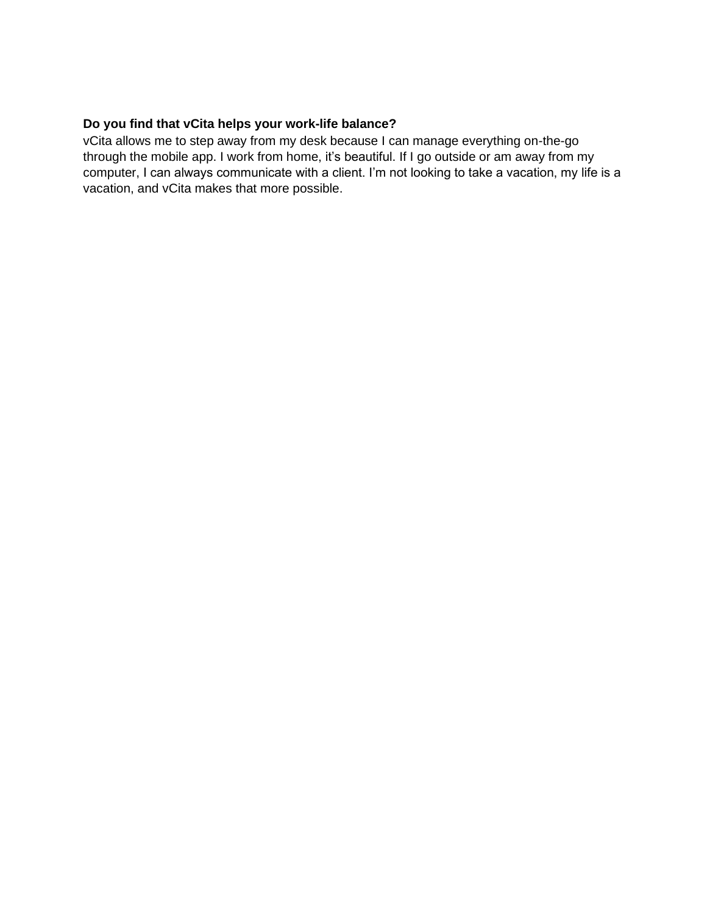**Do you find that vCita helps your work-life balance?**

vCita allows me to step away from my desk because I can manage everything on-the-go through the mobile app. I work from home, it’s beautiful. If I go outside or am away from my computer, I can always communicate with a client. I’m not looking to take a vacation, my life is a vacation, and vCita makes that more possible.